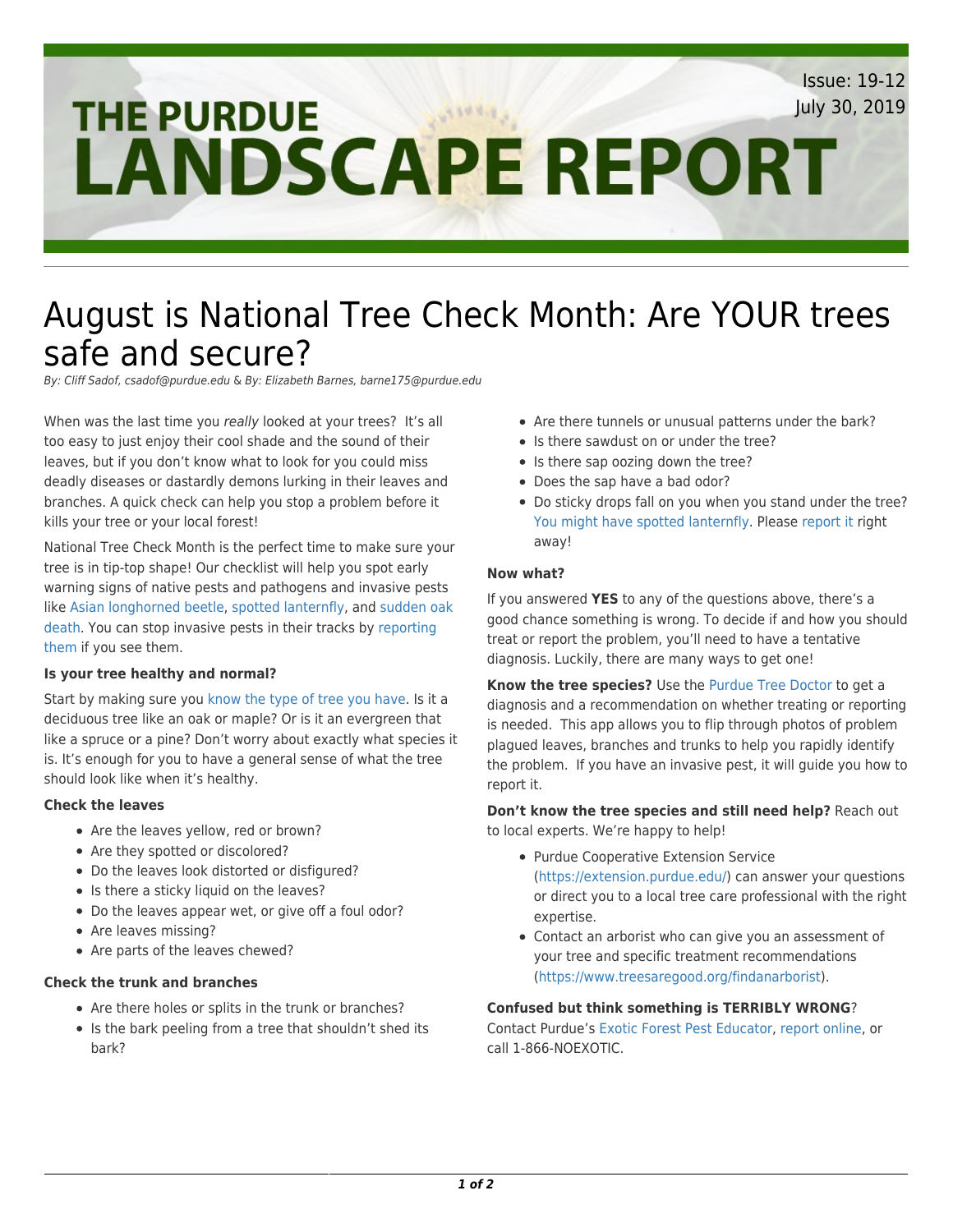# August is National Tree Check Month: Are YOUR trees safe and secure?

*By: Cliff Sadof, csadof@purdue.edu & By: Elizabeth Barnes, barne175@purdue.edu*

When was the last time you *really* looked at your trees? It's all too easy to just enjoy their cool shade and the sound of their leaves, but if you don't know what to look for you could miss deadly diseases or dastardly demons lurking in their leaves and branches. A quick check can help you stop a problem before it kills your tree or your local forest!

National Tree Check Month is the perfect time to make sure your tree is in tip-top shape! Our checklist will help you spot early warning signs of native pests and pathogens and invasive pests like Asian longhorned beetle, spotted lanternfly, and sudden oak death. You can stop invasive pests in their tracks by reporting them if you see them.

**Is your tree healthy and normal?**

Start by making sure you know the type of tree you have. Is it a deciduous tree like an oak or maple? Or is it an evergreen that like a spruce or a pine? Don't worry about exactly what species it is. It's enough for you to have a general sense of what the tree should look like when it's healthy.

**Check the leaves**

- Are the leaves yellow, red or brown?
- Are they spotted or discolored?
- Do the leaves look distorted or disfigured?
- Is there a sticky liquid on the leaves?
- Do the leaves appear wet, or give off a foul odor?
- Are leaves missing?
- Are parts of the leaves chewed?

**Check the trunk and branches**

- Are there holes or splits in the trunk or branches?
- Is the bark peeling from a tree that shouldn't shed its bark?
- Are there tunnels or unusual patterns under the bark?
- Is there sawdust on or under the tree?
- Is there sap oozing down the tree?
- Does the sap have a bad odor?
- Do sticky drops fall on you when you stand under the tree? You might have spotted lanternfly. Please report it right away!

**Now what?**

If you answered **YES** to any of the questions above, there's a good chance something is wrong. To decide if and how you should treat or report the problem, you'll need to have a tentative diagnosis. Luckily, there are many ways to get one!

**Know the tree species?** Use the Purdue Tree Doctor to get a diagnosis and a recommendation on whether treating or reporting is needed. This app allows you to flip through photos of problem plagued leaves, branches and trunks to help you rapidly identify the problem. If you have an invasive pest, it will guide you how to report it.

**Don't know the tree species and still need help?** Reach out to local experts. We're happy to help!

- Purdue Cooperative Extension Service (https://extension.purdue.edu/) can answer your questions or direct you to a local tree care professional with the right expertise.
- Contact an arborist who can give you an assessment of your tree and specific treatment recommendations (https://www.treesaregood.org/findanarborist).

**Confused but think something is TERRIBLY WRONG**?
Contact Purdue's Exotic Forest Pest Educator, report online, or call 1-866-NOEXOTIC.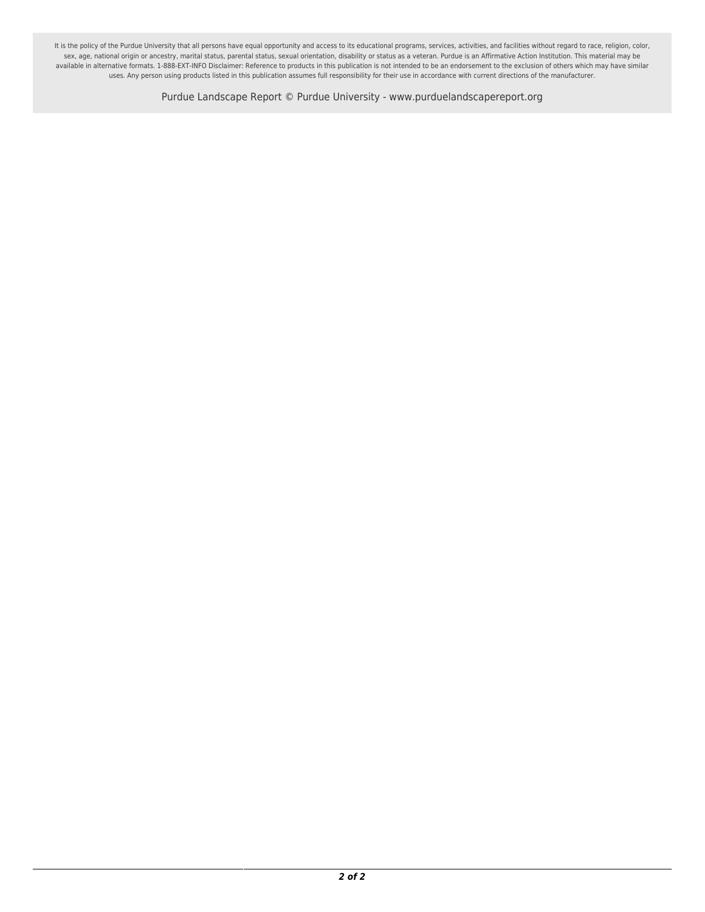It is the policy of the Purdue University that all persons have equal opportunity and access to its educational programs, services, activities, and facilities without regard to race, religion, color, sex, age, national origin or ancestry, marital status, parental status, sexual orientation, disability or status as a veteran. Purdue is an Affirmative Action Institution. This material may be available in alternative formats. 1-888-EXT-INFO Disclaimer: Reference to products in this publication is not intended to be an endorsement to the exclusion of others which may have similar uses. Any person using products listed in this publication assumes full responsibility for their use in accordance with current directions of the manufacturer.

Purdue Landscape Report © Purdue University - www.purduelandscapereport.org